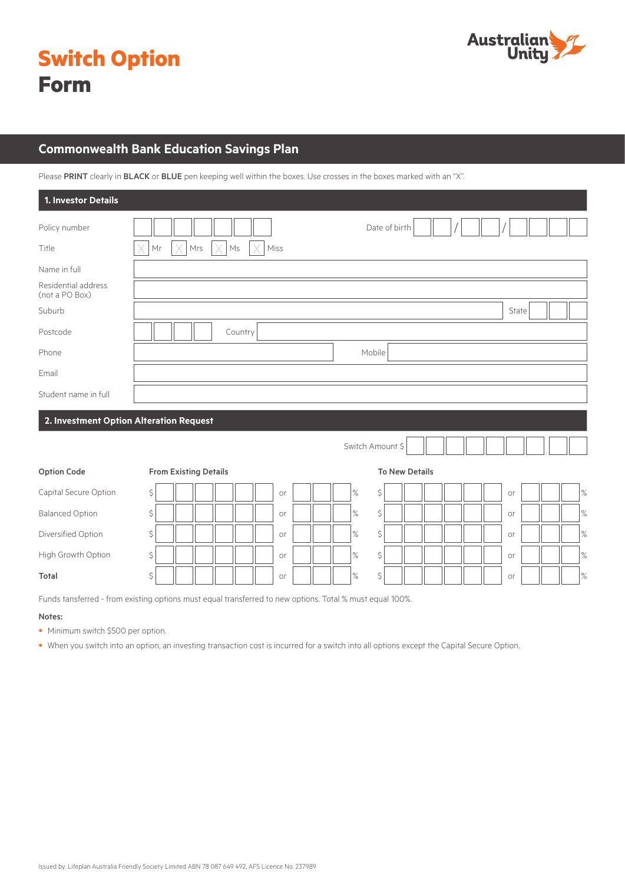# Switch Option Form

## Commonwealth Bank Education Savings Plan

Please **PRINT** clearly in **BLACK** or **BLUE** pen keeping well within the boxes. Use crosses in the boxes marked with an "X".

### 1. Investor Details

Policy number

Date of birth ___ / ___ / ___

Title ☐ Mr ☐ Mrs ☐ Ms ☐ Miss

Name in full

Residential address (not a PO Box)

Suburb

State

Postcode

Country

Phone

Mobile

Email

Student name in full

### 2. Investment Option Alteration Request

Switch Amount $

| Option Code | From Existing Details | | | To New Details | | |
|---|---|---|---|---|---|---|
| Capital Secure Option | $ | or | % | $ | or | % |
| Balanced Option | $ | or | % | $ | or | % |
| Diversified Option | $ | or | % | $ | or | % |
| High Growth Option | $ | or | % | $ | or | % |
| **Total** | $ | or | % | $ | or | % |

Funds tansferred - from existing options must equal transferred to new options. Total % must equal 100%.

**Notes:**

- Minimum switch $500 per option.
- When you switch into an option, an investing transaction cost is incurred for a switch into all options except the Capital Secure Option.

Issued by: Lifeplan Australia Friendly Society Limited ABN 78 087 649 492, AFS Licence No. 237989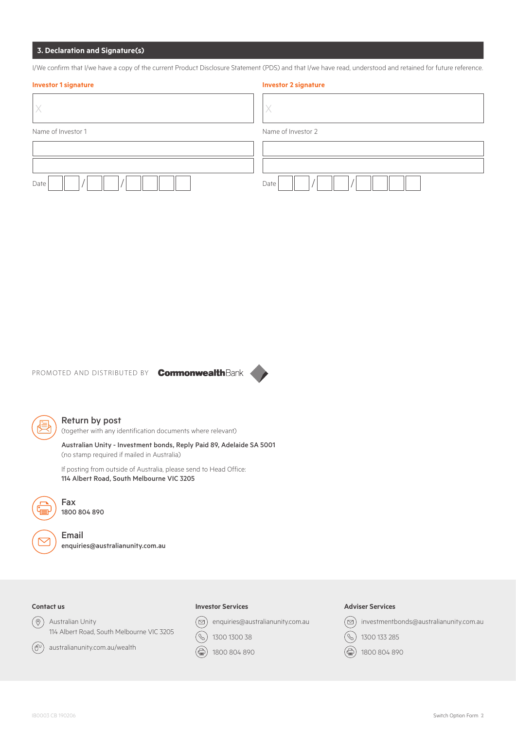## 3. Declaration and Signature(s)

I/We confirm that I/we have a copy of the current Product Disclosure Statement (PDS) and that I/we have read, understood and retained for future reference.

**Investor 1 signature**

X

Name of Investor 1

Date __ __ / __ __ / __ __ __ __

**Investor 2 signature**

X

Name of Investor 2

Date __ __ / __ __ / __ __ __ __

PROMOTED AND DISTRIBUTED BY CommonwealthBank

## Return by post

(together with any identification documents where relevant)

**Australian Unity - Investment bonds, Reply Paid 89, Adelaide SA 5001**
(no stamp required if mailed in Australia)

If posting from outside of Australia, please send to Head Office:
**114 Albert Road, South Melbourne VIC 3205**

## Fax

**1800 804 890**

## Email

**enquiries@australianunity.com.au**

**Contact us**

Australian Unity
114 Albert Road, South Melbourne VIC 3205

australianunity.com.au/wealth

**Investor Services**

enquiries@australianunity.com.au

1300 1300 38

1800 804 890

**Adviser Services**

investmentbonds@australianunity.com.au

1300 133 285

1800 804 890

IB0003 CB 190206

Switch Option Form